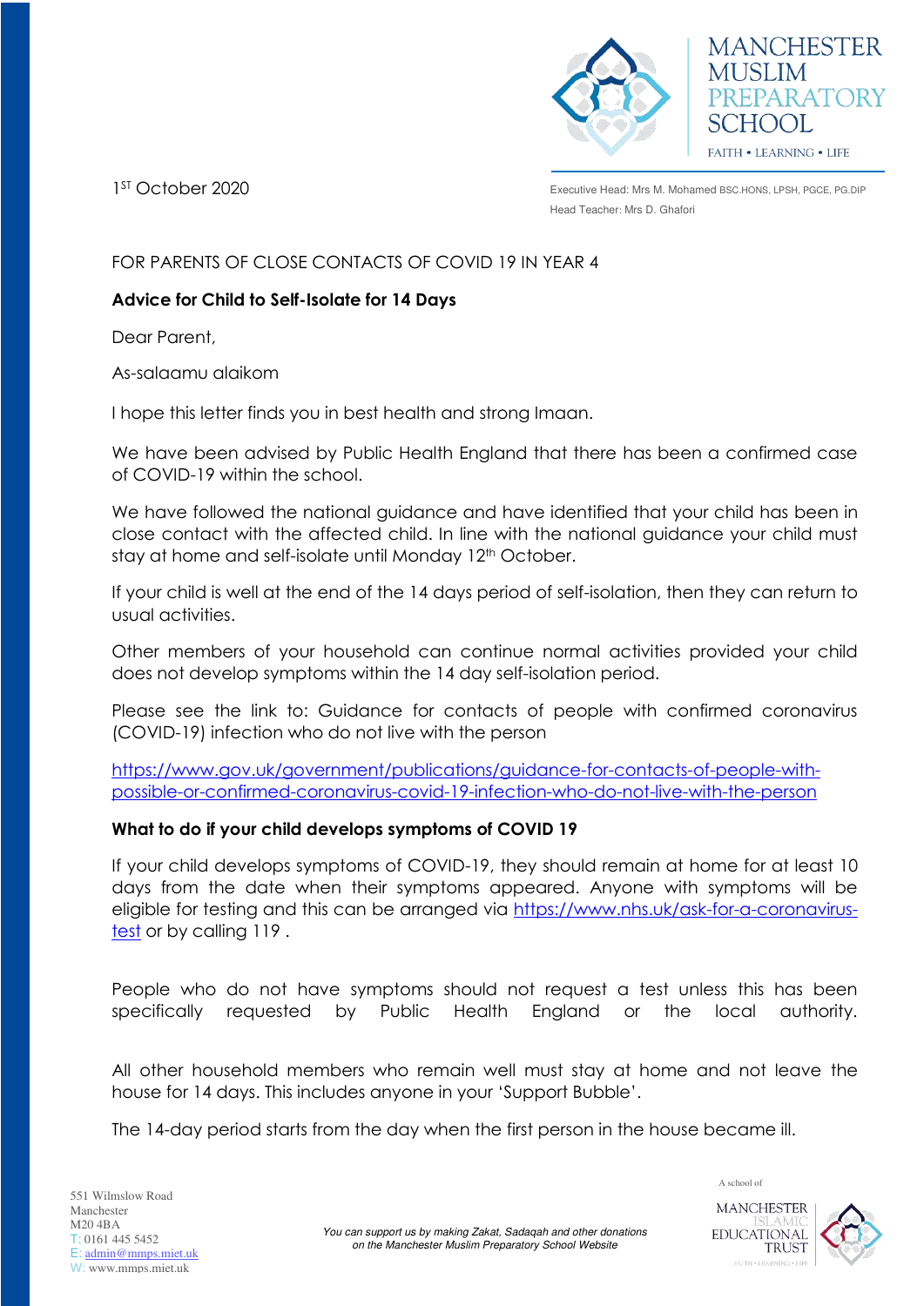MANCHESTER MUSLIM PREPARATORY SCHOOL

FAITH • LEARNING • LIFE

1ST October 2020

Executive Head: Mrs M. Mohamed BSC.HONS, LPSH, PGCE, PG.DIP

Head Teacher: Mrs D. Ghafori

FOR PARENTS OF CLOSE CONTACTS OF COVID 19 IN YEAR 4

**Advice for Child to Self-Isolate for 14 Days**

Dear Parent,

As-salaamu alaikom

I hope this letter finds you in best health and strong Imaan.

We have been advised by Public Health England that there has been a confirmed case of COVID-19 within the school.

We have followed the national guidance and have identified that your child has been in close contact with the affected child. In line with the national guidance your child must stay at home and self-isolate until Monday 12th October.

If your child is well at the end of the 14 days period of self-isolation, then they can return to usual activities.

Other members of your household can continue normal activities provided your child does not develop symptoms within the 14 day self-isolation period.

Please see the link to: Guidance for contacts of people with confirmed coronavirus (COVID-19) infection who do not live with the person

https://www.gov.uk/government/publications/guidance-for-contacts-of-people-with-possible-or-confirmed-coronavirus-covid-19-infection-who-do-not-live-with-the-person

**What to do if your child develops symptoms of COVID 19**

If your child develops symptoms of COVID-19, they should remain at home for at least 10 days from the date when their symptoms appeared. Anyone with symptoms will be eligible for testing and this can be arranged via https://www.nhs.uk/ask-for-a-coronavirus-test or by calling 119 .

People who do not have symptoms should not request a test unless this has been specifically requested by Public Health England or the local authority.

All other household members who remain well must stay at home and not leave the house for 14 days. This includes anyone in your 'Support Bubble'.

The 14-day period starts from the day when the first person in the house became ill.

551 Wilmslow Road
Manchester
M20 4BA
T: 0161 445 5452
E: admin@mmps.miet.uk
W: www.mmps.miet.uk

*You can support us by making Zakat, Sadaqah and other donations on the Manchester Muslim Preparatory School Website*

A school of MANCHESTER ISLAMIC EDUCATIONAL TRUST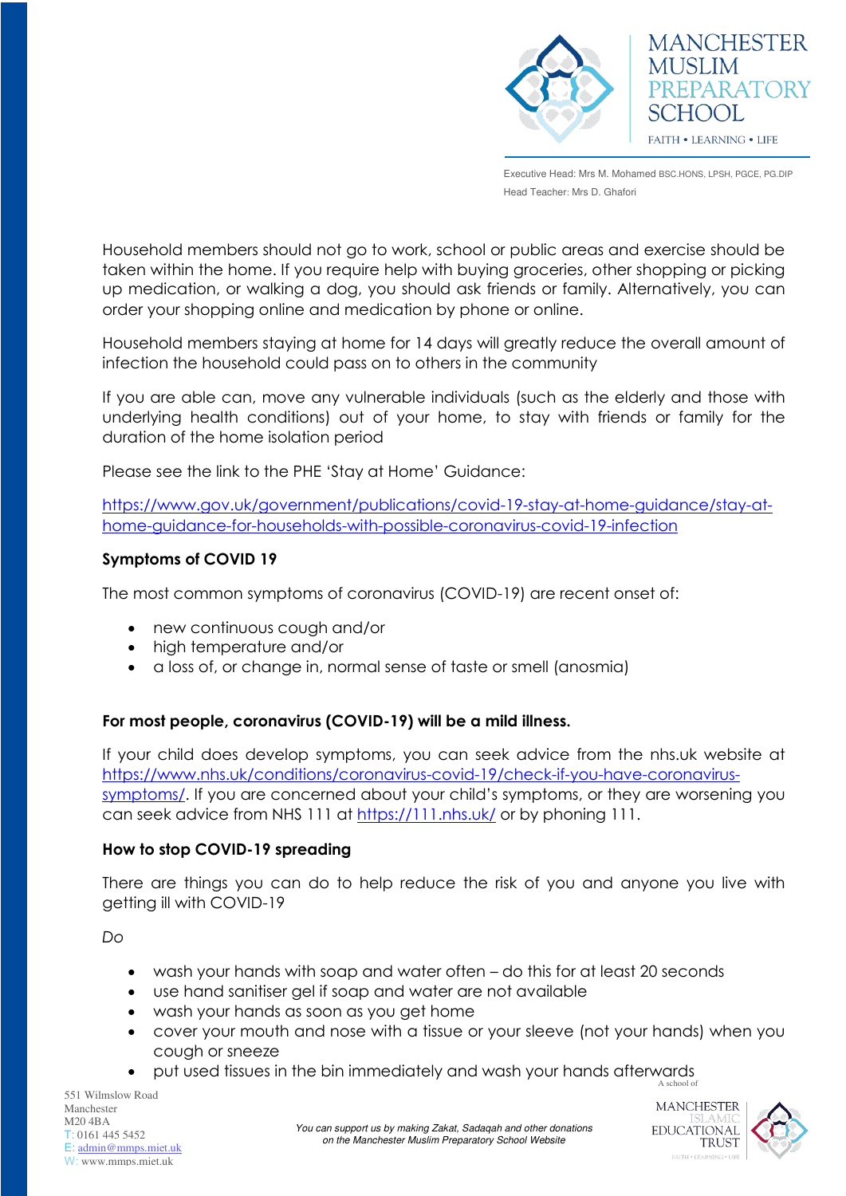Household members should not go to work, school or public areas and exercise should be taken within the home. If you require help with buying groceries, other shopping or picking up medication, or walking a dog, you should ask friends or family. Alternatively, you can order your shopping online and medication by phone or online.

Household members staying at home for 14 days will greatly reduce the overall amount of infection the household could pass on to others in the community

If you are able can, move any vulnerable individuals (such as the elderly and those with underlying health conditions) out of your home, to stay with friends or family for the duration of the home isolation period

Please see the link to the PHE 'Stay at Home' Guidance:

https://www.gov.uk/government/publications/covid-19-stay-at-home-guidance/stay-at-home-guidance-for-households-with-possible-coronavirus-covid-19-infection

**Symptoms of COVID 19**

The most common symptoms of coronavirus (COVID-19) are recent onset of:

- new continuous cough and/or
- high temperature and/or
- a loss of, or change in, normal sense of taste or smell (anosmia)

**For most people, coronavirus (COVID-19) will be a mild illness.**

If your child does develop symptoms, you can seek advice from the nhs.uk website at https://www.nhs.uk/conditions/coronavirus-covid-19/check-if-you-have-coronavirus-symptoms/. If you are concerned about your child's symptoms, or they are worsening you can seek advice from NHS 111 at https://111.nhs.uk/ or by phoning 111.

**How to stop COVID-19 spreading**

There are things you can do to help reduce the risk of you and anyone you live with getting ill with COVID-19

*Do*

- wash your hands with soap and water often – do this for at least 20 seconds
- use hand sanitiser gel if soap and water are not available
- wash your hands as soon as you get home
- cover your mouth and nose with a tissue or your sleeve (not your hands) when you cough or sneeze
- put used tissues in the bin immediately and wash your hands afterwards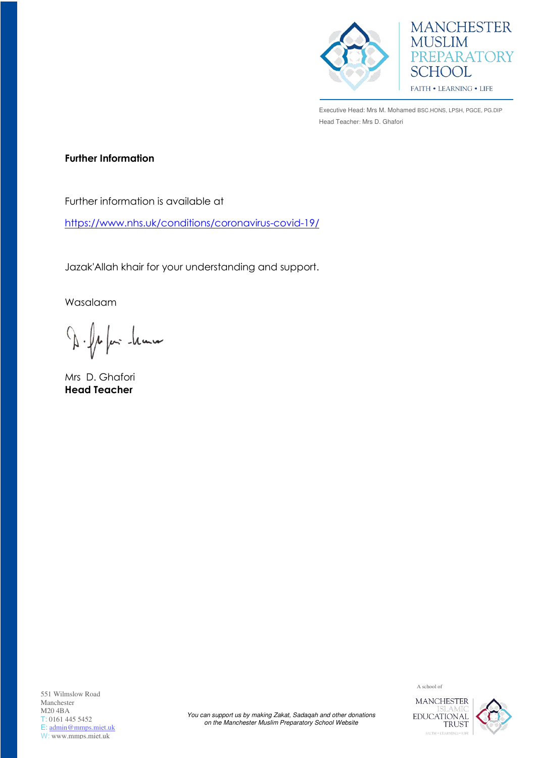Executive Head: Mrs M. Mohamed BSC.HONS, LPSH, PGCE, PG.DIP
Head Teacher: Mrs D. Ghafori

**Further Information**

Further information is available at

https://www.nhs.uk/conditions/coronavirus-covid-19/

Jazak'Allah khair for your understanding and support.

Wasalaam

Mrs D. Ghafori
**Head Teacher**

551 Wilmslow Road
Manchester
M20 4BA
T: 0161 445 5452
E: admin@mmps.miet.uk
W: www.mmps.miet.uk

*You can support us by making Zakat, Sadaqah and other donations on the Manchester Muslim Preparatory School Website*

A school of Manchester Islamic Educational Trust